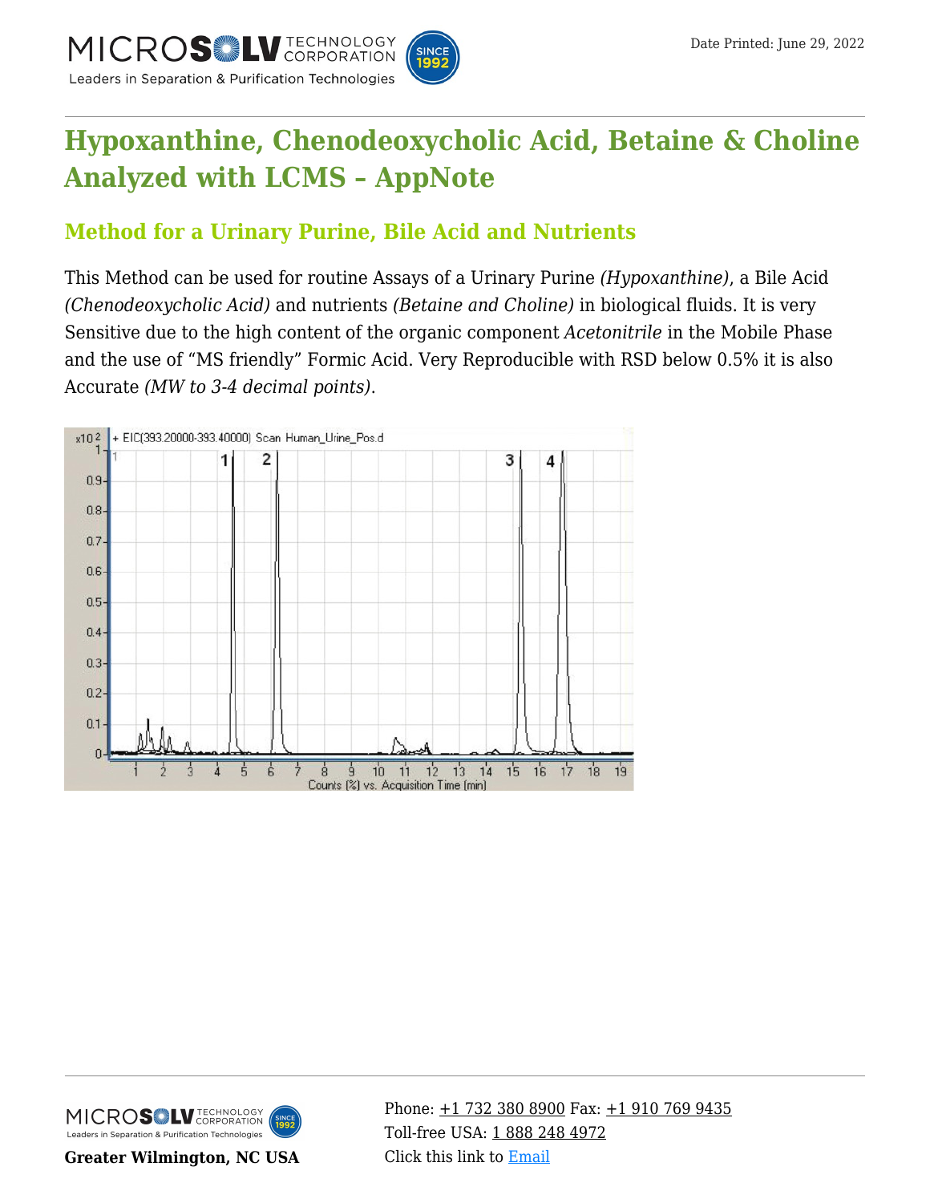# Hypoxanthine, Chenodeoxycholic Acid, Betaine & Choline Analyzed with LCMS – AppNote

## Method for a Urinary Purine, Bile Acid and Nutrients

This Method can be used for routine Assays of a Urinary Purine *(Hypoxanthine)*, a Bile Acid *(Chenodeoxycholic Acid)* and nutrients *(Betaine and Choline)* in biological fluids. It is very Sensitive due to the high content of the organic component *Acetonitrile* in the Mobile Phase and the use of "MS friendly" Formic Acid. Very Reproducible with RSD below 0.5% it is also Accurate *(MW to 3-4 decimal points)*.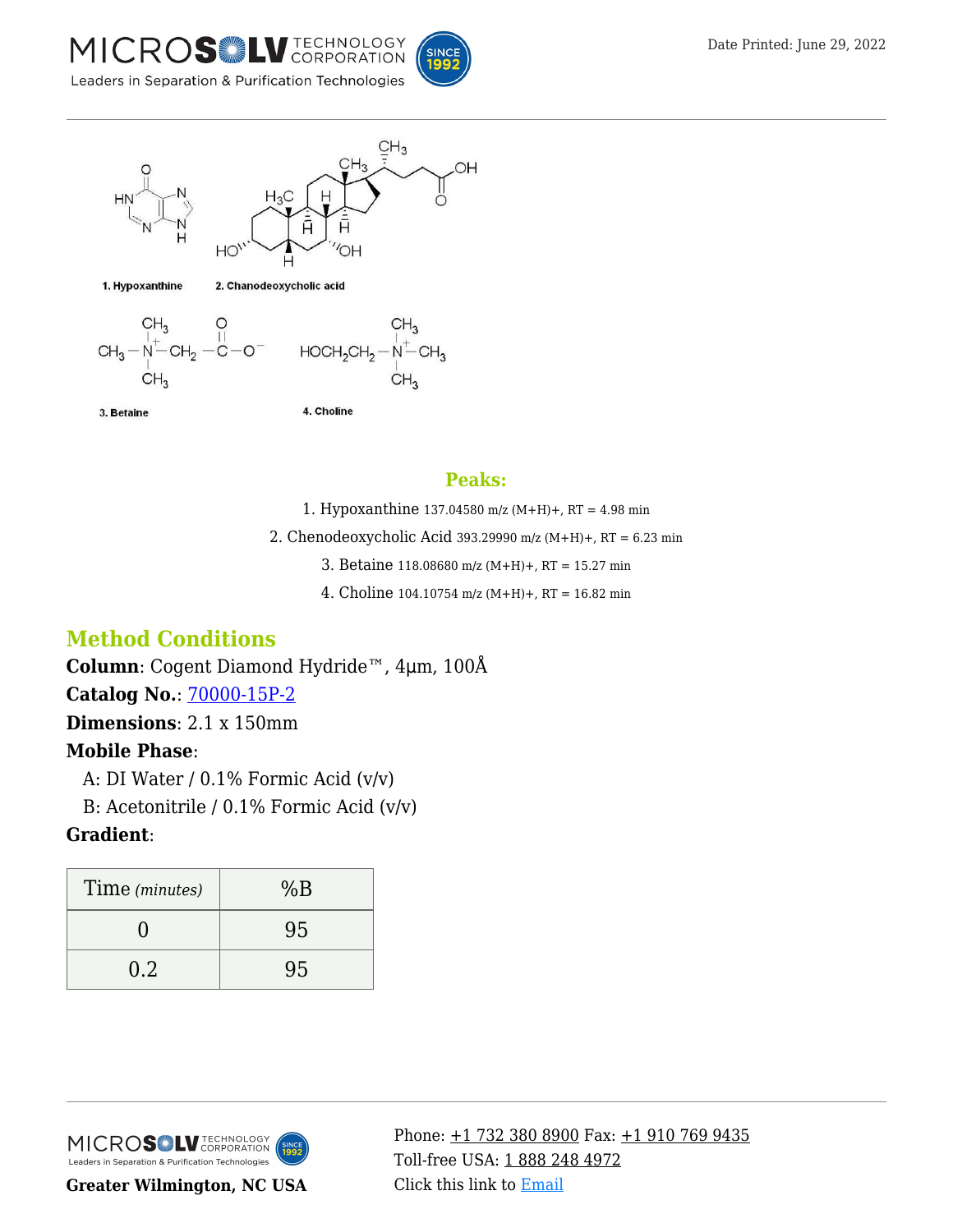1. Hypoxanthine

2. Chanodeoxycholic acid

3. Betaine

4. Choline

## Peaks:

1. Hypoxanthine 137.04580 m/z (M+H)+, RT = 4.98 min
2. Chenodeoxycholic Acid 393.29990 m/z (M+H)+, RT = 6.23 min
3. Betaine 118.08680 m/z (M+H)+, RT = 15.27 min
4. Choline 104.10754 m/z (M+H)+, RT = 16.82 min

## Method Conditions

**Column**: Cogent Diamond Hydride™, 4µm, 100Å

**Catalog No.**: 70000-15P-2

**Dimensions**: 2.1 x 150mm

**Mobile Phase**:

A: DI Water / 0.1% Formic Acid (v/v)

B: Acetonitrile / 0.1% Formic Acid (v/v)

**Gradient**:

| Time *(minutes)* | %B |
|---|---|
| 0 | 95 |
| 0.2 | 95 |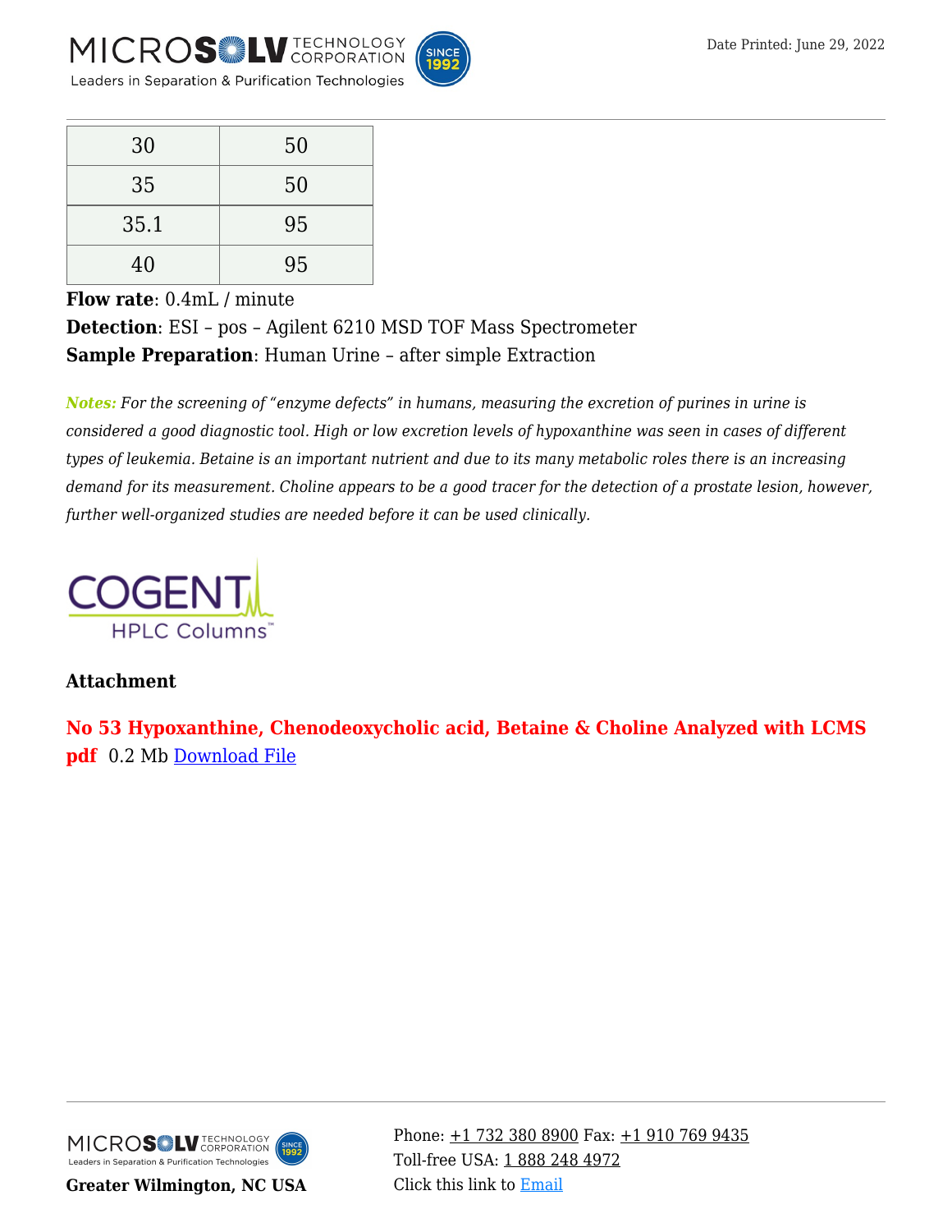| | |
|---|---|
| 30 | 50 |
| 35 | 50 |
| 35.1 | 95 |
| 40 | 95 |

**Flow rate**: 0.4mL / minute
**Detection**: ESI – pos – Agilent 6210 MSD TOF Mass Spectrometer
**Sample Preparation**: Human Urine – after simple Extraction

***Notes:*** *For the screening of "enzyme defects" in humans, measuring the excretion of purines in urine is considered a good diagnostic tool. High or low excretion levels of hypoxanthine was seen in cases of different types of leukemia. Betaine is an important nutrient and due to its many metabolic roles there is an increasing demand for its measurement. Choline appears to be a good tracer for the detection of a prostate lesion, however, further well-organized studies are needed before it can be used clinically.*

COGENT HPLC Columns™

**Attachment**

**No 53 Hypoxanthine, Chenodeoxycholic acid, Betaine & Choline Analyzed with LCMS pdf** 0.2 Mb [Download File]